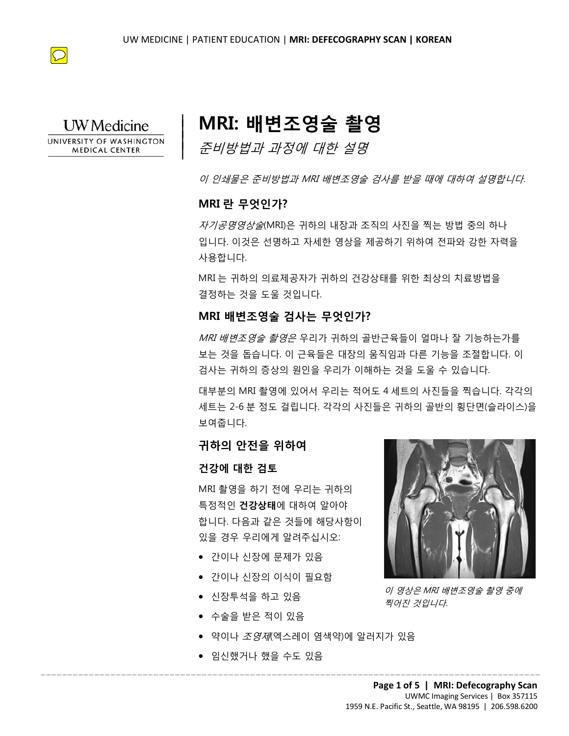# MRI: 배변조영술 촬영

*준비방법과 과정에 대한 설명*

*이 인쇄물은 준비방법과 MRI 배변조영술 검사를 받을 때에 대하여 설명합니다.*

## MRI 란 무엇인가?

*자기공명영상술*(MRI)은 귀하의 내장과 조직의 사진을 찍는 방법 중의 하나입니다. 이것은 선명하고 자세한 영상을 제공하기 위하여 전파와 강한 자력을 사용합니다.

MRI 는 귀하의 의료제공자가 귀하의 건강상태를 위한 최상의 치료방법을 결정하는 것을 도울 것입니다.

## MRI 배변조영술 검사는 무엇인가?

*MRI 배변조영술 촬영은* 우리가 귀하의 골반근육들이 얼마나 잘 기능하는가를 보는 것을 돕습니다. 이 근육들은 대장의 움직임과 다른 기능을 조절합니다. 이 검사는 귀하의 증상의 원인을 우리가 이해하는 것을 도울 수 있습니다.

대부분의 MRI 촬영에 있어서 우리는 적어도 4 세트의 사진들을 찍습니다. 각각의 세트는 2-6 분 정도 걸립니다. 각각의 사진들은 귀하의 골반의 횡단면(슬라이스)을 보여줍니다.

## 귀하의 안전을 위하여

### 건강에 대한 검토

MRI 촬영을 하기 전에 우리는 귀하의 특정적인 **건강상태**에 대하여 알아야 합니다. 다음과 같은 것들에 해당사항이 있을 경우 우리에게 알려주십시오:

- 간이나 신장에 문제가 있음
- 간이나 신장의 이식이 필요함
- 신장투석을 하고 있음
- 수술을 받은 적이 있음
- 약이나 *조영제*(엑스레이 염색약)에 알러지가 있음
- 임신했거나 했을 수도 있음

*이 영상은 MRI 배변조영술 촬영 중에 찍어진 것입니다.*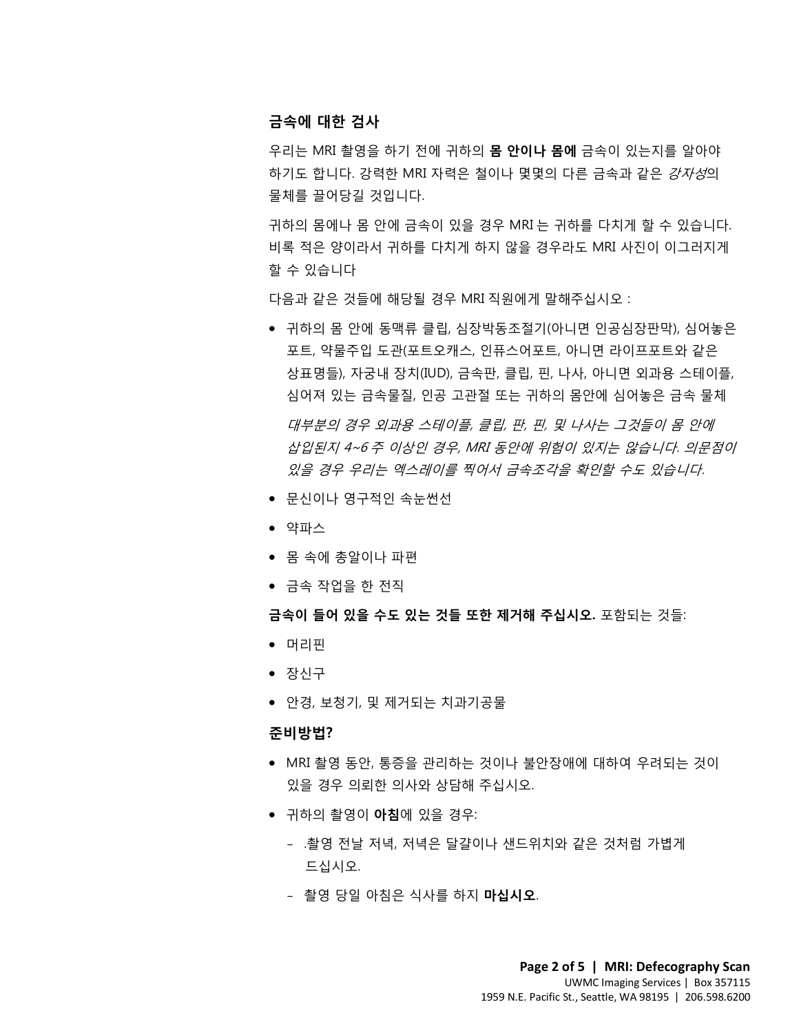## 금속에 대한 검사

우리는 MRI 촬영을 하기 전에 귀하의 **몸 안이나 몸에** 금속이 있는지를 알아야 하기도 합니다. 강력한 MRI 자력은 철이나 몇몇의 다른 금속과 같은 *강자성*의 물체를 끌어당길 것입니다.

귀하의 몸에나 몸 안에 금속이 있을 경우 MRI 는 귀하를 다치게 할 수 있습니다. 비록 적은 양이라서 귀하를 다치게 하지 않을 경우라도 MRI 사진이 이그러지게 할 수 있습니다

다음과 같은 것들에 해당될 경우 MRI 직원에게 말해주십시오 :

- 귀하의 몸 안에 동맥류 클립, 심장박동조절기(아니면 인공심장판막), 심어놓은 포트, 약물주입 도관(포트오캐스, 인퓨스어포트, 아니면 라이프포트와 같은 상표명들), 자궁내 장치(IUD), 금속판, 클립, 핀, 나사, 아니면 외과용 스테이플, 심어져 있는 금속물질, 인공 고관절 또는 귀하의 몸안에 심어놓은 금속 물체

  *대부분의 경우 외과용 스테이플, 클립, 판, 핀, 및 나사는 그것들이 몸 안에 삽입된지 4~6 주 이상인 경우, MRI 동안에 위험이 있지는 않습니다. 의문점이 있을 경우 우리는 엑스레이를 찍어서 금속조각을 확인할 수도 있습니다.*

- 문신이나 영구적인 속눈썹선
- 약파스
- 몸 속에 총알이나 파편
- 금속 작업을 한 전직

**금속이 들어 있을 수도 있는 것들 또한 제거해 주십시오.** 포함되는 것들:

- 머리핀
- 장신구
- 안경, 보청기, 및 제거되는 치과기공물

## 준비방법?

- MRI 촬영 동안, 통증을 관리하는 것이나 불안장애에 대하여 우려되는 것이 있을 경우 의뢰한 의사와 상담해 주십시오.
- 귀하의 촬영이 **아침**에 있을 경우:
  - .촬영 전날 저녁, 저녁은 달걀이나 샌드위치와 같은 것처럼 가볍게 드십시오.
  - 촬영 당일 아침은 식사를 하지 **마십시오**.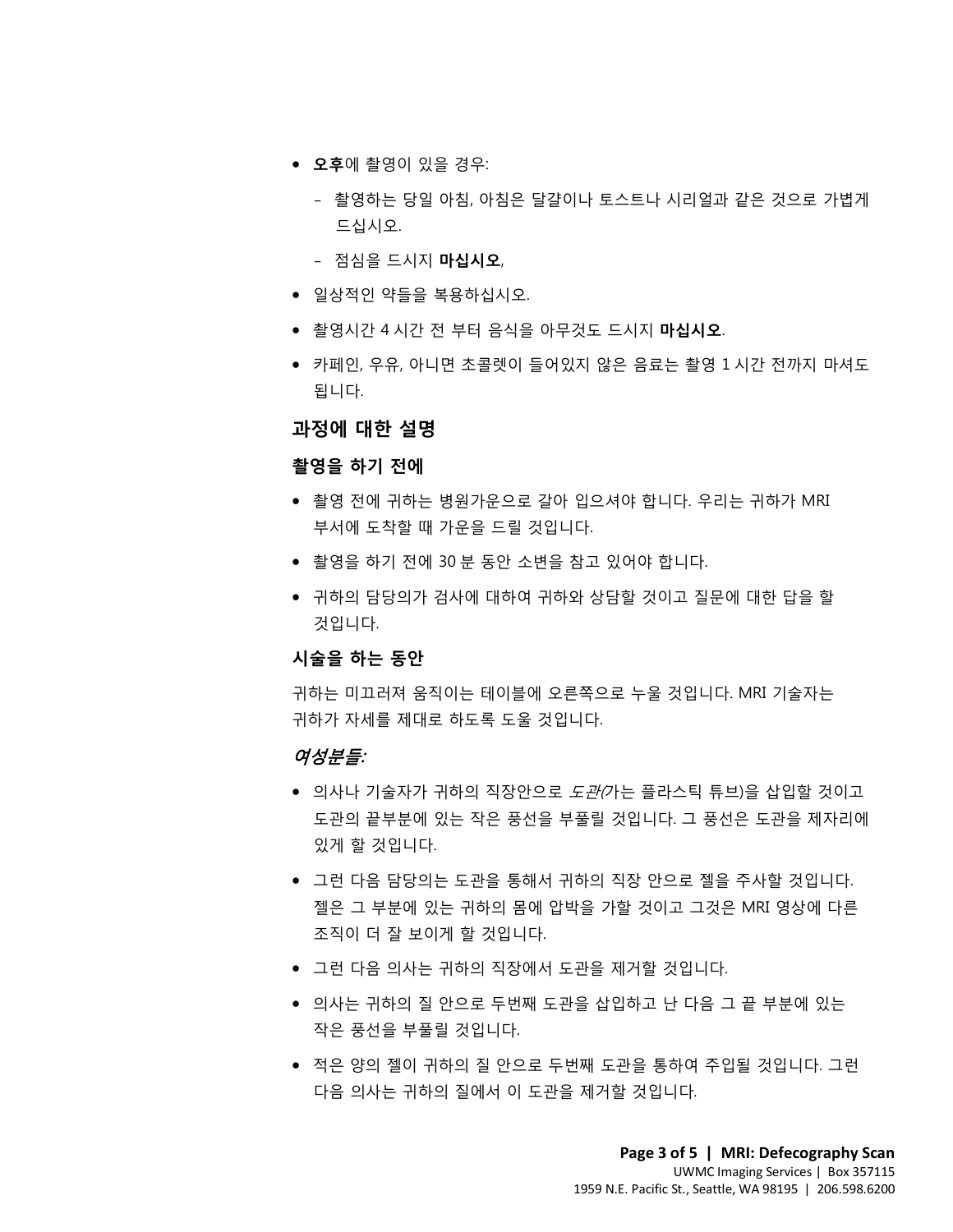- **오후**에 촬영이 있을 경우:
  - 촬영하는 당일 아침, 아침은 달걀이나 토스트나 시리얼과 같은 것으로 가볍게 드십시오.
  - 점심을 드시지 **마십시오**,
- 일상적인 약들을 복용하십시오.
- 촬영시간 4 시간 전 부터 음식을 아무것도 드시지 **마십시오**.
- 카페인, 우유, 아니면 초콜렛이 들어있지 않은 음료는 촬영 1 시간 전까지 마셔도 됩니다.

## 과정에 대한 설명

### 촬영을 하기 전에

- 촬영 전에 귀하는 병원가운으로 갈아 입으셔야 합니다. 우리는 귀하가 MRI 부서에 도착할 때 가운을 드릴 것입니다.
- 촬영을 하기 전에 30 분 동안 소변을 참고 있어야 합니다.
- 귀하의 담당의가 검사에 대하여 귀하와 상담할 것이고 질문에 대한 답을 할 것입니다.

### 시술을 하는 동안

귀하는 미끄러져 움직이는 테이블에 오른쪽으로 누울 것입니다. MRI 기술자는 귀하가 자세를 제대로 하도록 도울 것입니다.

### *여성분들:*

- 의사나 기술자가 귀하의 직장안으로 *도관(*가는 플라스틱 튜브)을 삽입할 것이고 도관의 끝부분에 있는 작은 풍선을 부풀릴 것입니다. 그 풍선은 도관을 제자리에 있게 할 것입니다.
- 그런 다음 담당의는 도관을 통해서 귀하의 직장 안으로 젤을 주사할 것입니다. 젤은 그 부분에 있는 귀하의 몸에 압박을 가할 것이고 그것은 MRI 영상에 다른 조직이 더 잘 보이게 할 것입니다.
- 그런 다음 의사는 귀하의 직장에서 도관을 제거할 것입니다.
- 의사는 귀하의 질 안으로 두번째 도관을 삽입하고 난 다음 그 끝 부분에 있는 작은 풍선을 부풀릴 것입니다.
- 적은 양의 젤이 귀하의 질 안으로 두번째 도관을 통하여 주입될 것입니다. 그런 다음 의사는 귀하의 질에서 이 도관을 제거할 것입니다.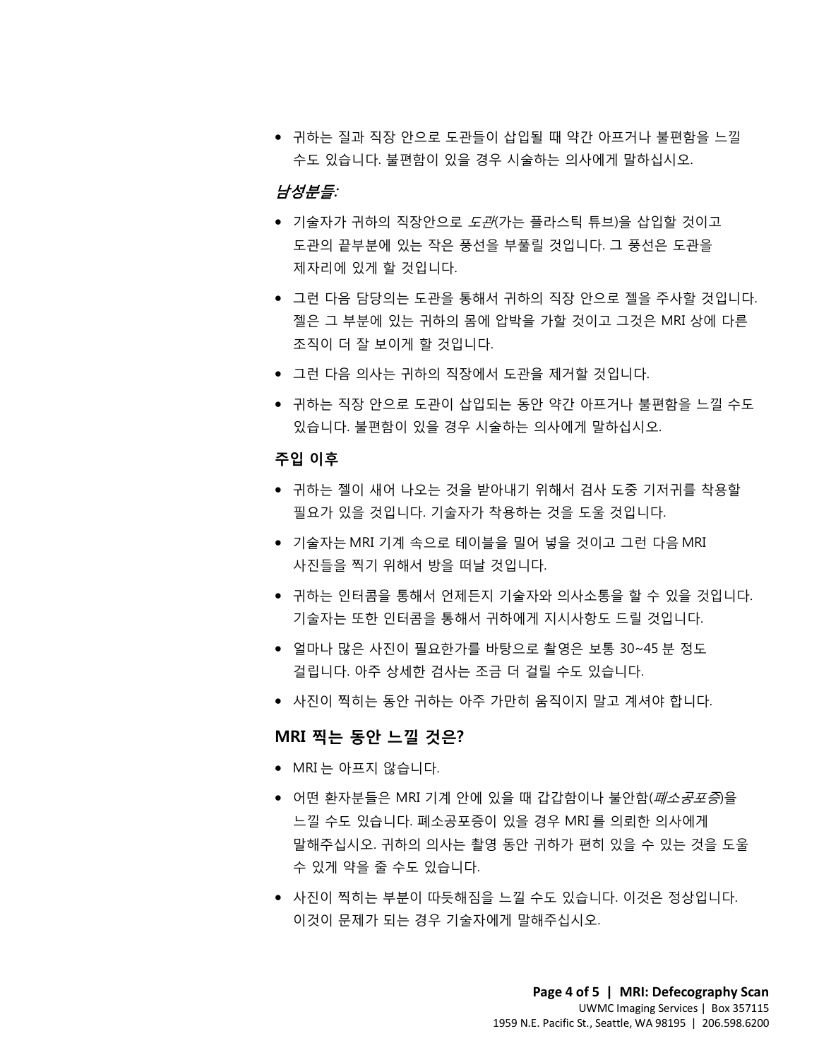- 귀하는 질과 직장 안으로 도관들이 삽입될 때 약간 아프거나 불편함을 느낄 수도 있습니다. 불편함이 있을 경우 시술하는 의사에게 말하십시오.

### *남성분들:*

- 기술자가 귀하의 직장안으로 *도관*(가는 플라스틱 튜브)을 삽입할 것이고 도관의 끝부분에 있는 작은 풍선을 부풀릴 것입니다. 그 풍선은 도관을 제자리에 있게 할 것입니다.
- 그런 다음 담당의는 도관을 통해서 귀하의 직장 안으로 젤을 주사할 것입니다. 젤은 그 부분에 있는 귀하의 몸에 압박을 가할 것이고 그것은 MRI 상에 다른 조직이 더 잘 보이게 할 것입니다.
- 그런 다음 의사는 귀하의 직장에서 도관을 제거할 것입니다.
- 귀하는 직장 안으로 도관이 삽입되는 동안 약간 아프거나 불편함을 느낄 수도 있습니다. 불편함이 있을 경우 시술하는 의사에게 말하십시오.

### 주입 이후

- 귀하는 젤이 새어 나오는 것을 받아내기 위해서 검사 도중 기저귀를 착용할 필요가 있을 것입니다. 기술자가 착용하는 것을 도울 것입니다.
- 기술자는 MRI 기계 속으로 테이블을 밀어 넣을 것이고 그런 다음 MRI 사진들을 찍기 위해서 방을 떠날 것입니다.
- 귀하는 인터콤을 통해서 언제든지 기술자와 의사소통을 할 수 있을 것입니다. 기술자는 또한 인터콤을 통해서 귀하에게 지시사항도 드릴 것입니다.
- 얼마나 많은 사진이 필요한가를 바탕으로 촬영은 보통 30~45 분 정도 걸립니다. 아주 상세한 검사는 조금 더 걸릴 수도 있습니다.
- 사진이 찍히는 동안 귀하는 아주 가만히 움직이지 말고 계셔야 합니다.

## MRI 찍는 동안 느낄 것은?

- MRI 는 아프지 않습니다.
- 어떤 환자분들은 MRI 기계 안에 있을 때 갑갑함이나 불안함(*폐소공포증*)을 느낄 수도 있습니다. 폐소공포증이 있을 경우 MRI 를 의뢰한 의사에게 말해주십시오. 귀하의 의사는 촬영 동안 귀하가 편히 있을 수 있는 것을 도울 수 있게 약을 줄 수도 있습니다.
- 사진이 찍히는 부분이 따듯해짐을 느낄 수도 있습니다. 이것은 정상입니다. 이것이 문제가 되는 경우 기술자에게 말해주십시오.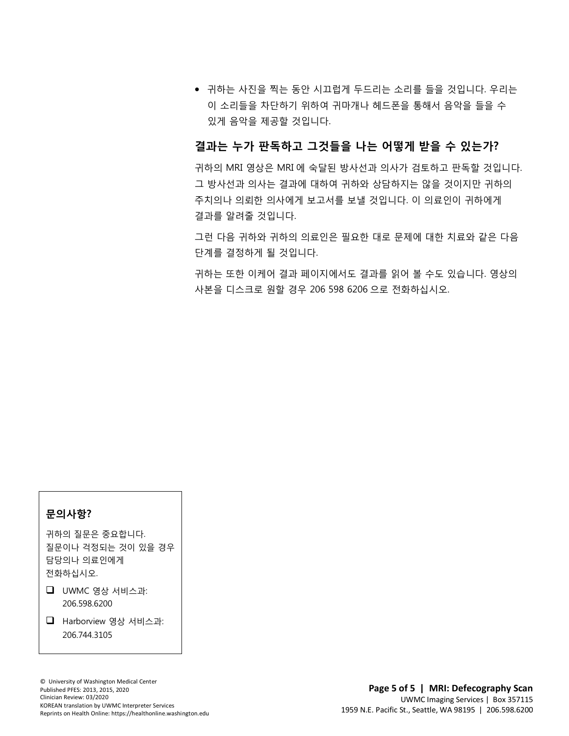- 귀하는 사진을 찍는 동안 시끄럽게 두드리는 소리를 들을 것입니다. 우리는 이 소리들을 차단하기 위하여 귀마개나 헤드폰을 통해서 음악을 들을 수 있게 음악을 제공할 것입니다.

## 결과는 누가 판독하고 그것들을 나는 어떻게 받을 수 있는가?

귀하의 MRI 영상은 MRI 에 숙달된 방사선과 의사가 검토하고 판독할 것입니다. 그 방사선과 의사는 결과에 대하여 귀하와 상담하지는 않을 것이지만 귀하의 주치의나 의뢰한 의사에게 보고서를 보낼 것입니다. 이 의료인이 귀하에게 결과를 알려줄 것입니다.

그런 다음 귀하와 귀하의 의료인은 필요한 대로 문제에 대한 치료와 같은 다음 단계를 결정하게 될 것입니다.

귀하는 또한 이케어 결과 페이지에서도 결과를 읽어 볼 수도 있습니다. 영상의 사본을 디스크로 원할 경우 206 598 6206 으로 전화하십시오.

### 문의사항?

귀하의 질문은 중요합니다. 질문이나 걱정되는 것이 있을 경우 담당의나 의료인에게 전화하십시오.

- ☐ UWMC 영상 서비스과: 206.598.6200
- ☐ Harborview 영상 서비스과: 206.744.3105

© University of Washington Medical Center
Published PFES: 2013, 2015, 2020
Clinician Review: 03/2020
KOREAN translation by UWMC Interpreter Services
Reprints on Health Online: https://healthonline.washington.edu

**MRI: Defecography Scan**
UWMC Imaging Services | Box 357115
1959 N.E. Pacific St., Seattle, WA 98195 | 206.598.6200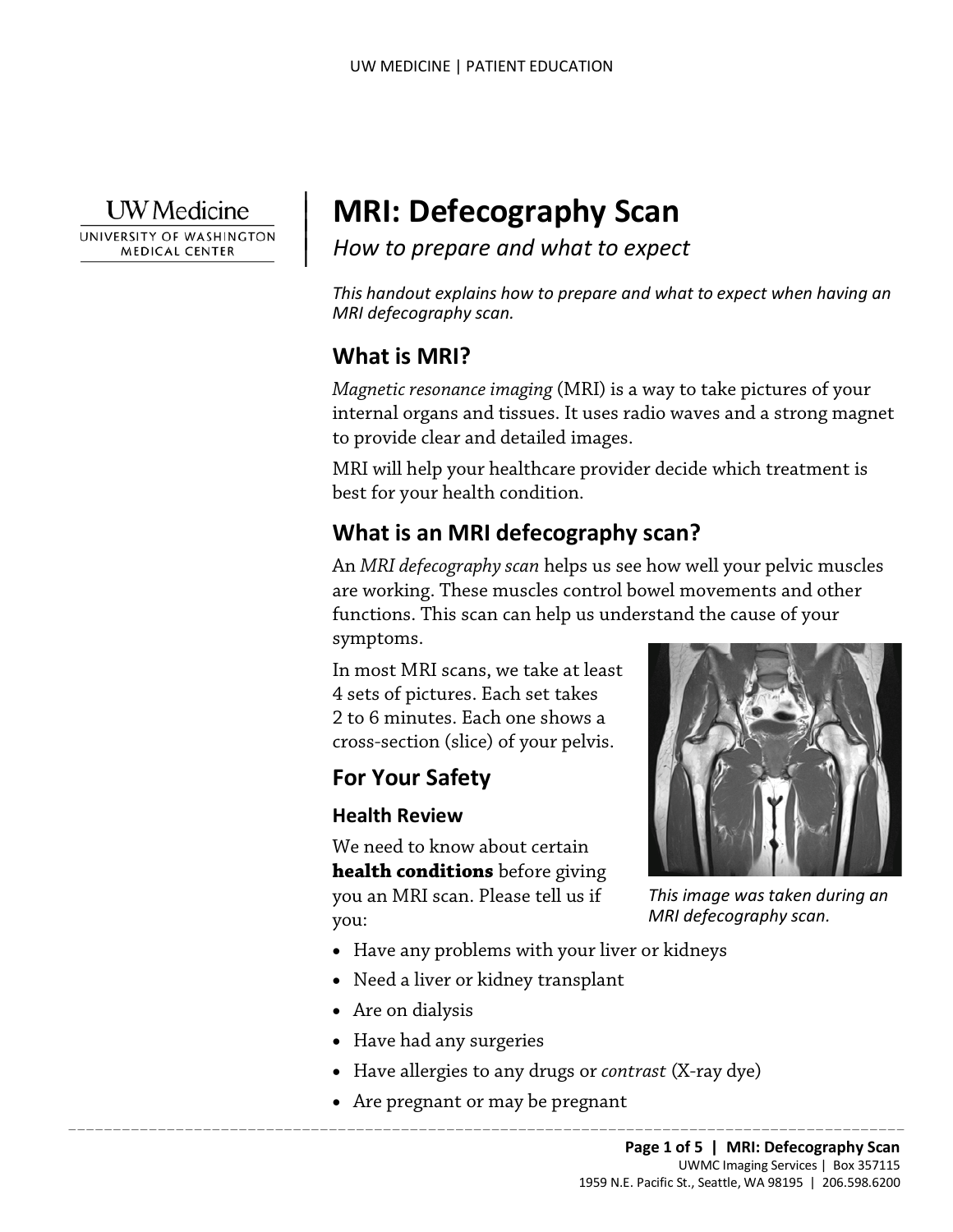# MRI: Defecography Scan

*How to prepare and what to expect*

*This handout explains how to prepare and what to expect when having an MRI defecography scan.*

## What is MRI?

*Magnetic resonance imaging* (MRI) is a way to take pictures of your internal organs and tissues. It uses radio waves and a strong magnet to provide clear and detailed images.

MRI will help your healthcare provider decide which treatment is best for your health condition.

## What is an MRI defecography scan?

An *MRI defecography scan* helps us see how well your pelvic muscles are working. These muscles control bowel movements and other functions. This scan can help us understand the cause of your symptoms.

In most MRI scans, we take at least 4 sets of pictures. Each set takes 2 to 6 minutes. Each one shows a cross-section (slice) of your pelvis.

*This image was taken during an MRI defecography scan.*

## For Your Safety

### Health Review

We need to know about certain **health conditions** before giving you an MRI scan. Please tell us if you:

- Have any problems with your liver or kidneys
- Need a liver or kidney transplant
- Are on dialysis
- Have had any surgeries
- Have allergies to any drugs or *contrast* (X-ray dye)
- Are pregnant or may be pregnant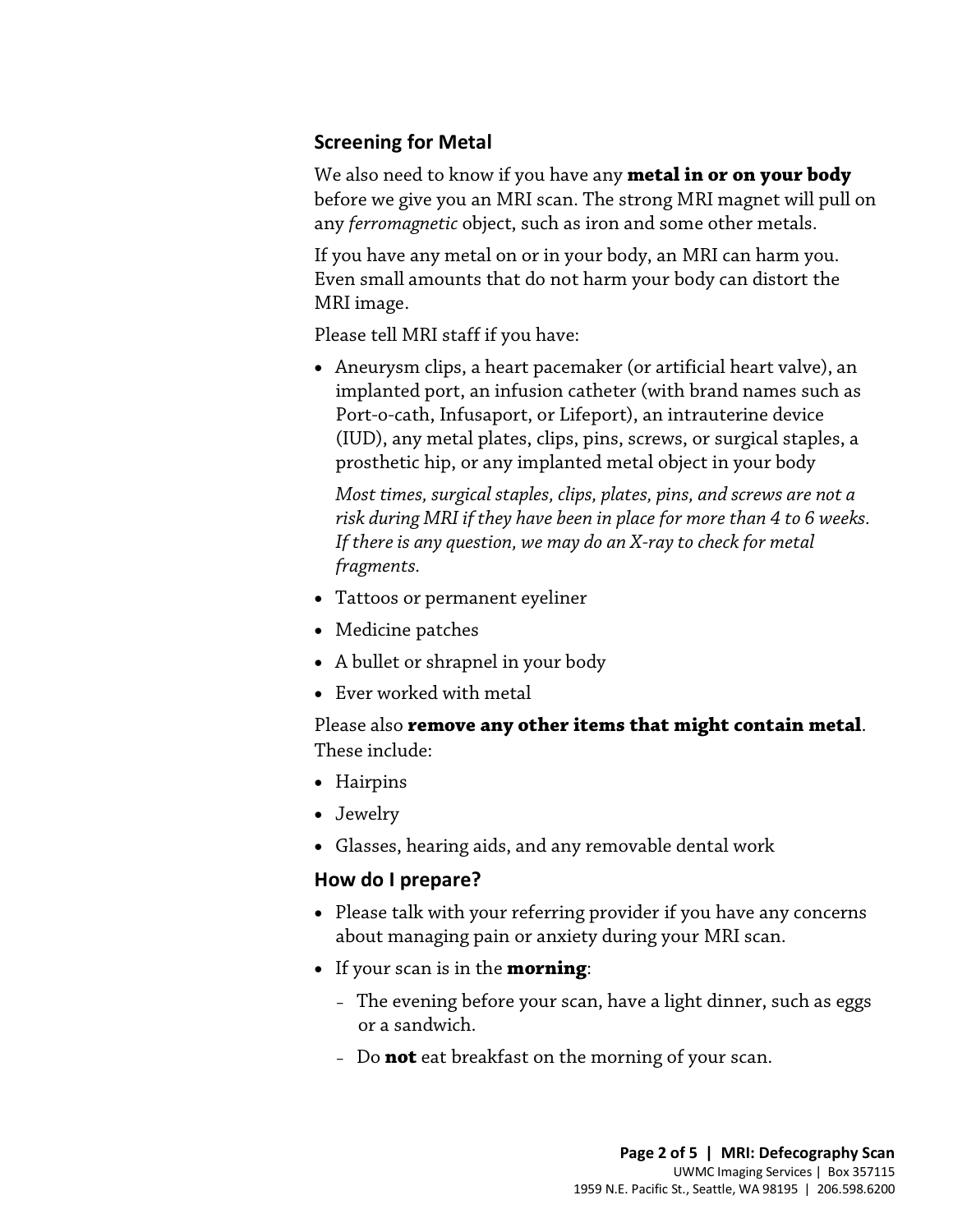## Screening for Metal

We also need to know if you have any **metal in or on your body** before we give you an MRI scan. The strong MRI magnet will pull on any *ferromagnetic* object, such as iron and some other metals.

If you have any metal on or in your body, an MRI can harm you. Even small amounts that do not harm your body can distort the MRI image.

Please tell MRI staff if you have:

- Aneurysm clips, a heart pacemaker (or artificial heart valve), an implanted port, an infusion catheter (with brand names such as Port-o-cath, Infusaport, or Lifeport), an intrauterine device (IUD), any metal plates, clips, pins, screws, or surgical staples, a prosthetic hip, or any implanted metal object in your body

  *Most times, surgical staples, clips, plates, pins, and screws are not a risk during MRI if they have been in place for more than 4 to 6 weeks. If there is any question, we may do an X-ray to check for metal fragments.*

- Tattoos or permanent eyeliner
- Medicine patches
- A bullet or shrapnel in your body
- Ever worked with metal

Please also **remove any other items that might contain metal**. These include:

- Hairpins
- Jewelry
- Glasses, hearing aids, and any removable dental work

## How do I prepare?

- Please talk with your referring provider if you have any concerns about managing pain or anxiety during your MRI scan.
- If your scan is in the **morning**:
  - The evening before your scan, have a light dinner, such as eggs or a sandwich.
  - Do **not** eat breakfast on the morning of your scan.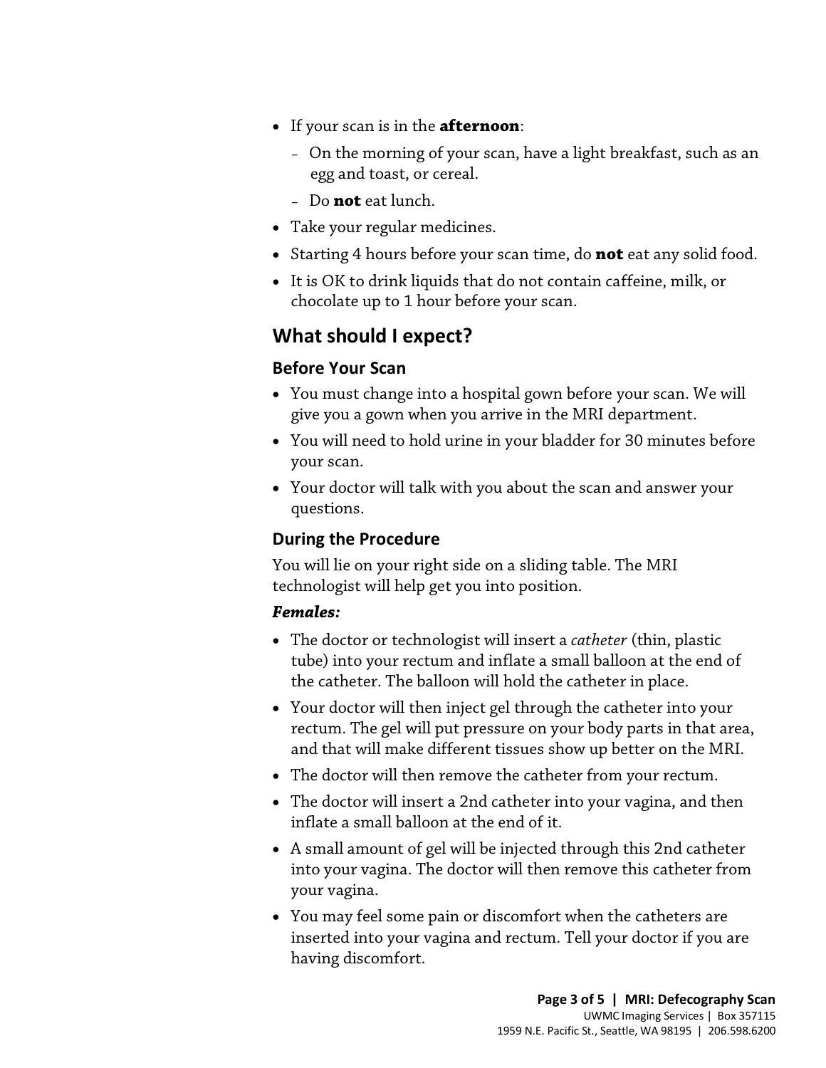- If your scan is in the **afternoon**:
  - On the morning of your scan, have a light breakfast, such as an egg and toast, or cereal.
  - Do **not** eat lunch.
- Take your regular medicines.
- Starting 4 hours before your scan time, do **not** eat any solid food.
- It is OK to drink liquids that do not contain caffeine, milk, or chocolate up to 1 hour before your scan.

## What should I expect?

### Before Your Scan

- You must change into a hospital gown before your scan. We will give you a gown when you arrive in the MRI department.
- You will need to hold urine in your bladder for 30 minutes before your scan.
- Your doctor will talk with you about the scan and answer your questions.

### During the Procedure

You will lie on your right side on a sliding table. The MRI technologist will help get you into position.

***Females:***

- The doctor or technologist will insert a *catheter* (thin, plastic tube) into your rectum and inflate a small balloon at the end of the catheter. The balloon will hold the catheter in place.
- Your doctor will then inject gel through the catheter into your rectum. The gel will put pressure on your body parts in that area, and that will make different tissues show up better on the MRI.
- The doctor will then remove the catheter from your rectum.
- The doctor will insert a 2nd catheter into your vagina, and then inflate a small balloon at the end of it.
- A small amount of gel will be injected through this 2nd catheter into your vagina. The doctor will then remove this catheter from your vagina.
- You may feel some pain or discomfort when the catheters are inserted into your vagina and rectum. Tell your doctor if you are having discomfort.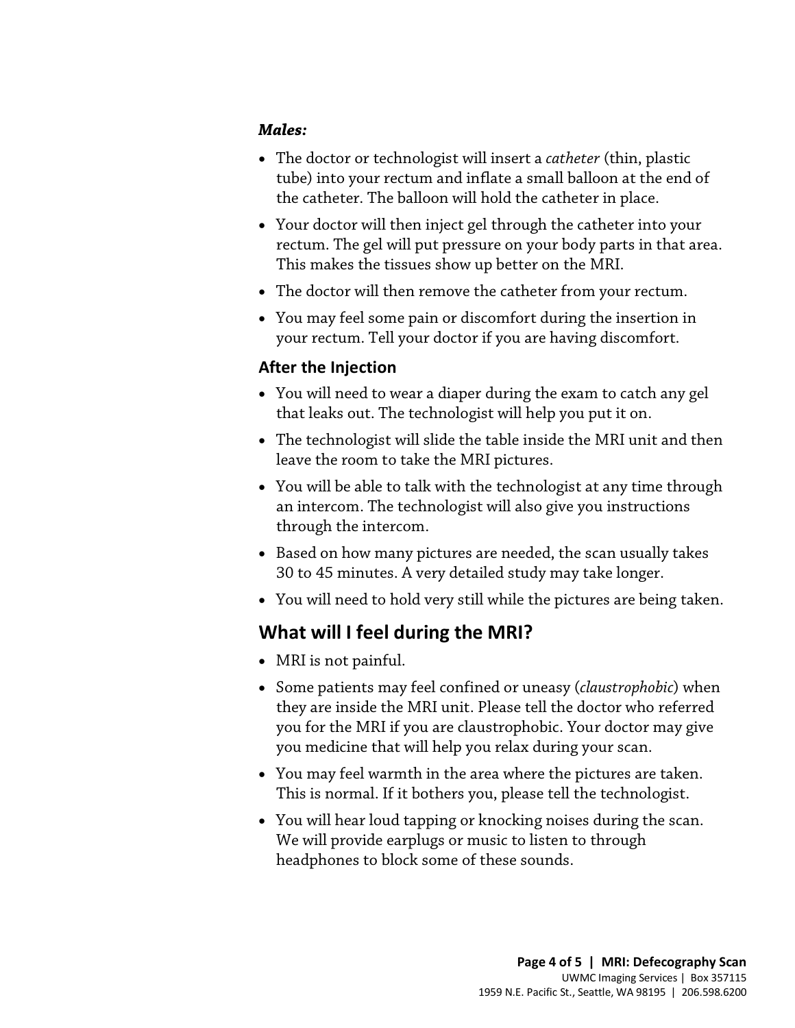***Males:***

- The doctor or technologist will insert a *catheter* (thin, plastic tube) into your rectum and inflate a small balloon at the end of the catheter. The balloon will hold the catheter in place.
- Your doctor will then inject gel through the catheter into your rectum. The gel will put pressure on your body parts in that area. This makes the tissues show up better on the MRI.
- The doctor will then remove the catheter from your rectum.
- You may feel some pain or discomfort during the insertion in your rectum. Tell your doctor if you are having discomfort.

### After the Injection

- You will need to wear a diaper during the exam to catch any gel that leaks out. The technologist will help you put it on.
- The technologist will slide the table inside the MRI unit and then leave the room to take the MRI pictures.
- You will be able to talk with the technologist at any time through an intercom. The technologist will also give you instructions through the intercom.
- Based on how many pictures are needed, the scan usually takes 30 to 45 minutes. A very detailed study may take longer.
- You will need to hold very still while the pictures are being taken.

## What will I feel during the MRI?

- MRI is not painful.
- Some patients may feel confined or uneasy (*claustrophobic*) when they are inside the MRI unit. Please tell the doctor who referred you for the MRI if you are claustrophobic. Your doctor may give you medicine that will help you relax during your scan.
- You may feel warmth in the area where the pictures are taken. This is normal. If it bothers you, please tell the technologist.
- You will hear loud tapping or knocking noises during the scan. We will provide earplugs or music to listen to through headphones to block some of these sounds.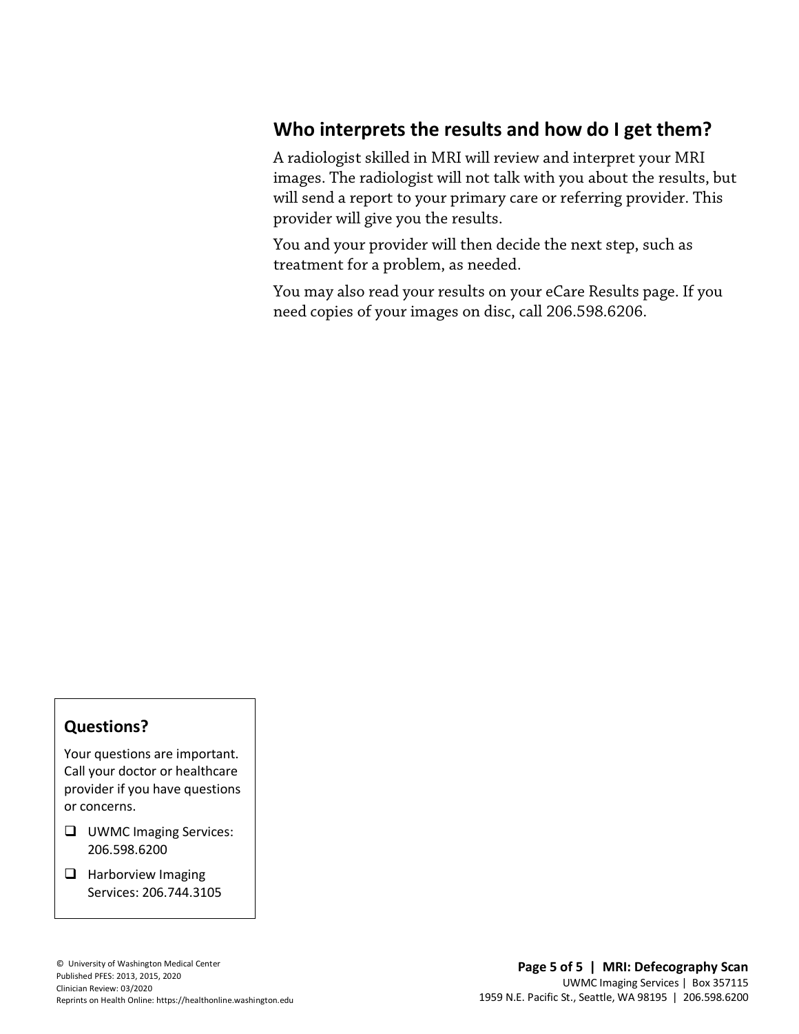## Who interprets the results and how do I get them?

A radiologist skilled in MRI will review and interpret your MRI images. The radiologist will not talk with you about the results, but will send a report to your primary care or referring provider. This provider will give you the results.

You and your provider will then decide the next step, such as treatment for a problem, as needed.

You may also read your results on your eCare Results page. If you need copies of your images on disc, call 206.598.6206.

### Questions?

Your questions are important. Call your doctor or healthcare provider if you have questions or concerns.

- ❑ UWMC Imaging Services: 206.598.6200
- ❑ Harborview Imaging Services: 206.744.3105

© University of Washington Medical Center
Published PFES: 2013, 2015, 2020
Clinician Review: 03/2020
Reprints on Health Online: https://healthonline.washington.edu

UWMC Imaging Services | Box 357115
1959 N.E. Pacific St., Seattle, WA 98195 | 206.598.6200